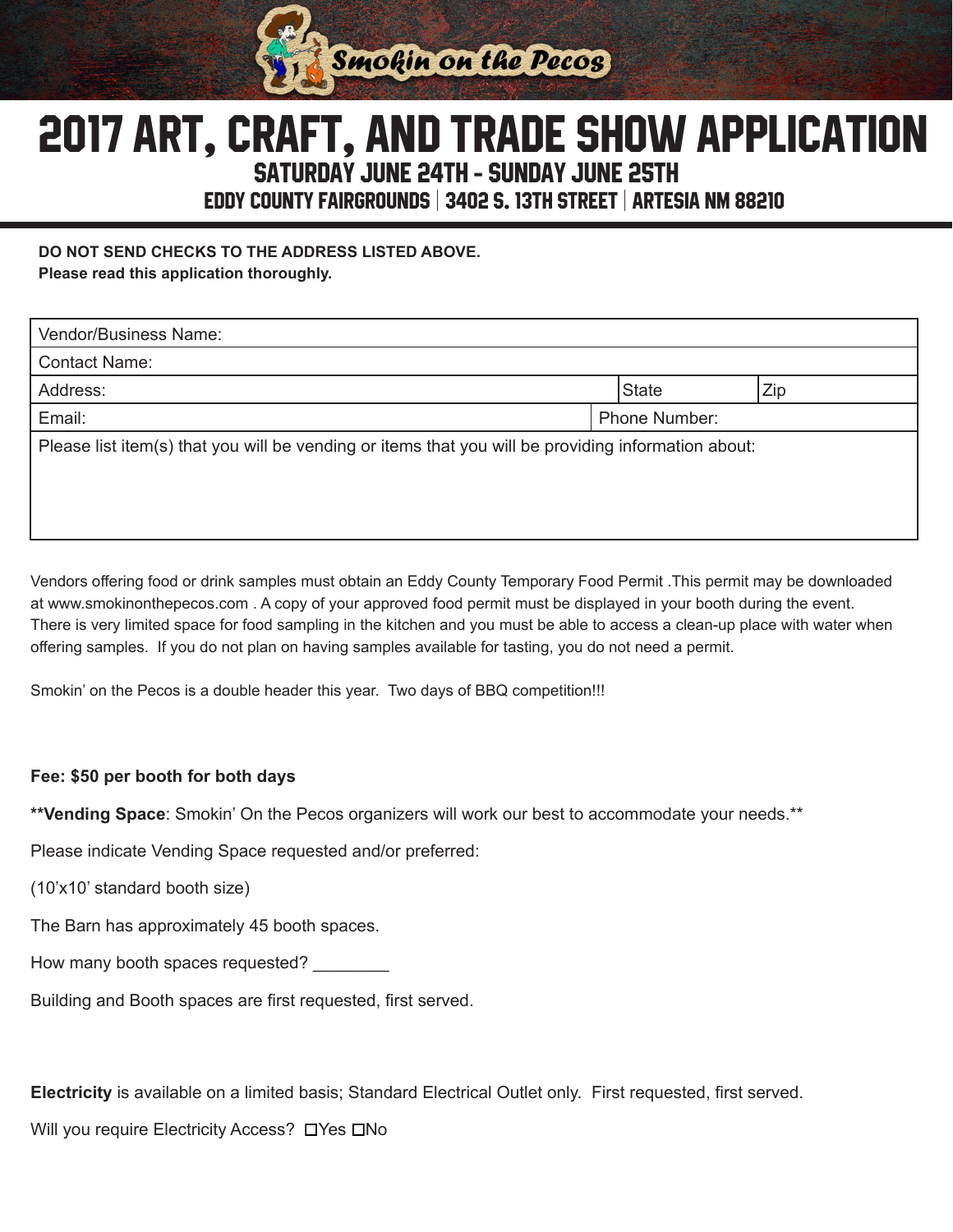Smokin on the Pecos

# 2017 ART, CRAFT, AND TRADE SHOW APPLICATION

## SATURDAY JUNE 24TH - SUNDAY JUNE 25TH

### EDDY COUNTY FAIRGROUNDS | 3402 S. 13TH STREET | ARTESIA NM 88210

**DO NOT SEND CHECKS TO THE ADDRESS LISTED ABOVE.**
**Please read this application thoroughly.**

| Vendor/Business Name: | | |
|---|---|---|
| Contact Name: | | |
| Address: | State | Zip |
| Email: | Phone Number: | |
| Please list item(s) that you will be vending or items that you will be providing information about: | | |

Vendors offering food or drink samples must obtain an Eddy County Temporary Food Permit .This permit may be downloaded at www.smokinonthepecos.com . A copy of your approved food permit must be displayed in your booth during the event. There is very limited space for food sampling in the kitchen and you must be able to access a clean-up place with water when offering samples. If you do not plan on having samples available for tasting, you do not need a permit.

Smokin' on the Pecos is a double header this year. Two days of BBQ competition!!!

**Fee: $50 per booth for both days**

****Vending Space**: Smokin' On the Pecos organizers will work our best to accommodate your needs.**

Please indicate Vending Space requested and/or preferred:

(10'x10' standard booth size)

The Barn has approximately 45 booth spaces.

How many booth spaces requested? ________

Building and Booth spaces are first requested, first served.

**Electricity** is available on a limited basis; Standard Electrical Outlet only. First requested, first served.

Will you require Electricity Access? ☐Yes ☐No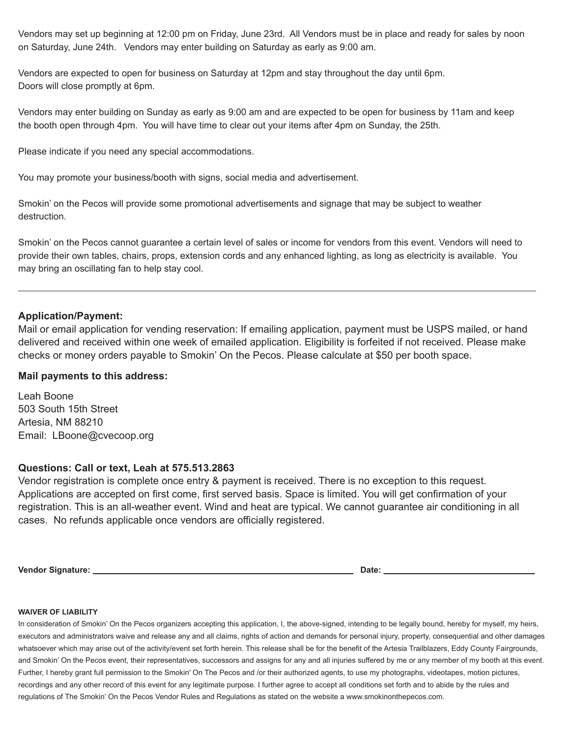Vendors may set up beginning at 12:00 pm on Friday, June 23rd.  All Vendors must be in place and ready for sales by noon on Saturday, June 24th.   Vendors may enter building on Saturday as early as 9:00 am.

Vendors are expected to open for business on Saturday at 12pm and stay throughout the day until 6pm.
Doors will close promptly at 6pm.

Vendors may enter building on Sunday as early as 9:00 am and are expected to be open for business by 11am and keep the booth open through 4pm.  You will have time to clear out your items after 4pm on Sunday, the 25th.

Please indicate if you need any special accommodations.

You may promote your business/booth with signs, social media and advertisement.

Smokin' on the Pecos will provide some promotional advertisements and signage that may be subject to weather destruction.

Smokin' on the Pecos cannot guarantee a certain level of sales or income for vendors from this event. Vendors will need to provide their own tables, chairs, props, extension cords and any enhanced lighting, as long as electricity is available.  You may bring an oscillating fan to help stay cool.

---

**Application/Payment:**
Mail or email application for vending reservation: If emailing application, payment must be USPS mailed, or hand delivered and received within one week of emailed application. Eligibility is forfeited if not received. Please make checks or money orders payable to Smokin' On the Pecos. Please calculate at $50 per booth space.

**Mail payments to this address:**

Leah Boone
503 South 15th Street
Artesia, NM 88210
Email:  LBoone@cvecoop.org

**Questions: Call or text, Leah at 575.513.2863**
Vendor registration is complete once entry & payment is received. There is no exception to this request. Applications are accepted on first come, first served basis. Space is limited. You will get confirmation of your registration. This is an all-weather event. Wind and heat are typical. We cannot guarantee air conditioning in all cases.  No refunds applicable once vendors are officially registered.

**Vendor Signature:** ______________________________ **Date:** ____________________

**WAIVER OF LIABILITY**
In consideration of Smokin' On the Pecos organizers accepting this application, I, the above-signed, intending to be legally bound, hereby for myself, my heirs, executors and administrators waive and release any and all claims, rights of action and demands for personal injury, property, consequential and other damages whatsoever which may arise out of the activity/event set forth herein. This release shall be for the benefit of the Artesia Trailblazers, Eddy County Fairgrounds, and Smokin' On the Pecos event, their representatives, successors and assigns for any and all injuries suffered by me or any member of my booth at this event. Further, I hereby grant full permission to the Smokin' On The Pecos and /or their authorized agents, to use my photographs, videotapes, motion pictures, recordings and any other record of this event for any legitimate purpose. I further agree to accept all conditions set forth and to abide by the rules and regulations of The Smokin' On the Pecos Vendor Rules and Regulations as stated on the website a www.smokinonthepecos.com.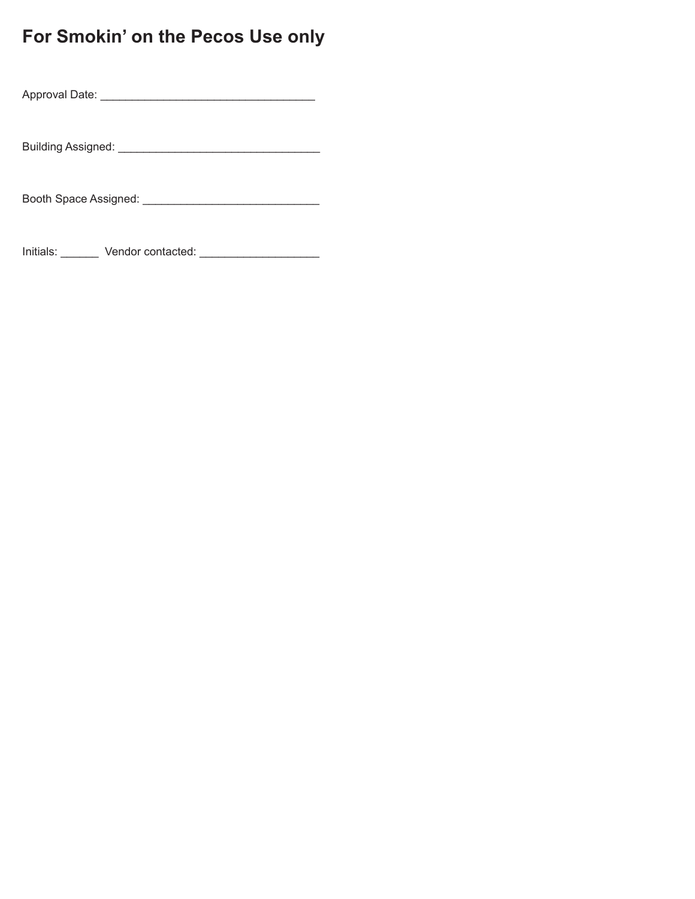## For Smokin' on the Pecos Use only

Approval Date: ___________________________________

Building Assigned: _________________________________

Booth Space Assigned: _____________________________

Initials: ______ Vendor contacted: ___________________